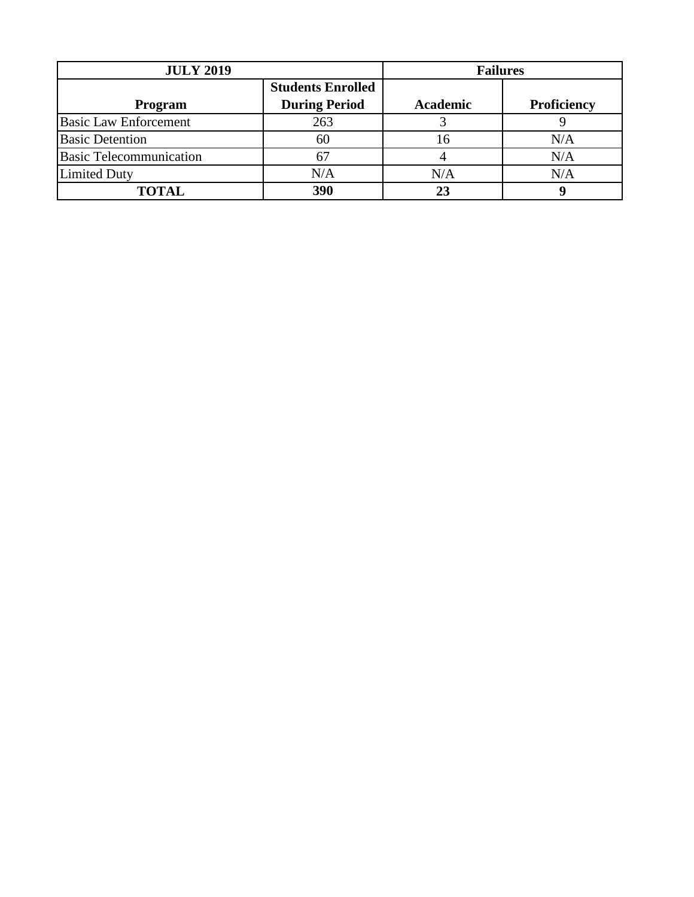| JULY 2019 | | Failures | |
|---|---|---|---|
| Program | Students Enrolled During Period | Academic | Proficiency |
| Basic Law Enforcement | 263 | 3 | 9 |
| Basic Detention | 60 | 16 | N/A |
| Basic Telecommunication | 67 | 4 | N/A |
| Limited Duty | N/A | N/A | N/A |
| **TOTAL** | **390** | **23** | **9** |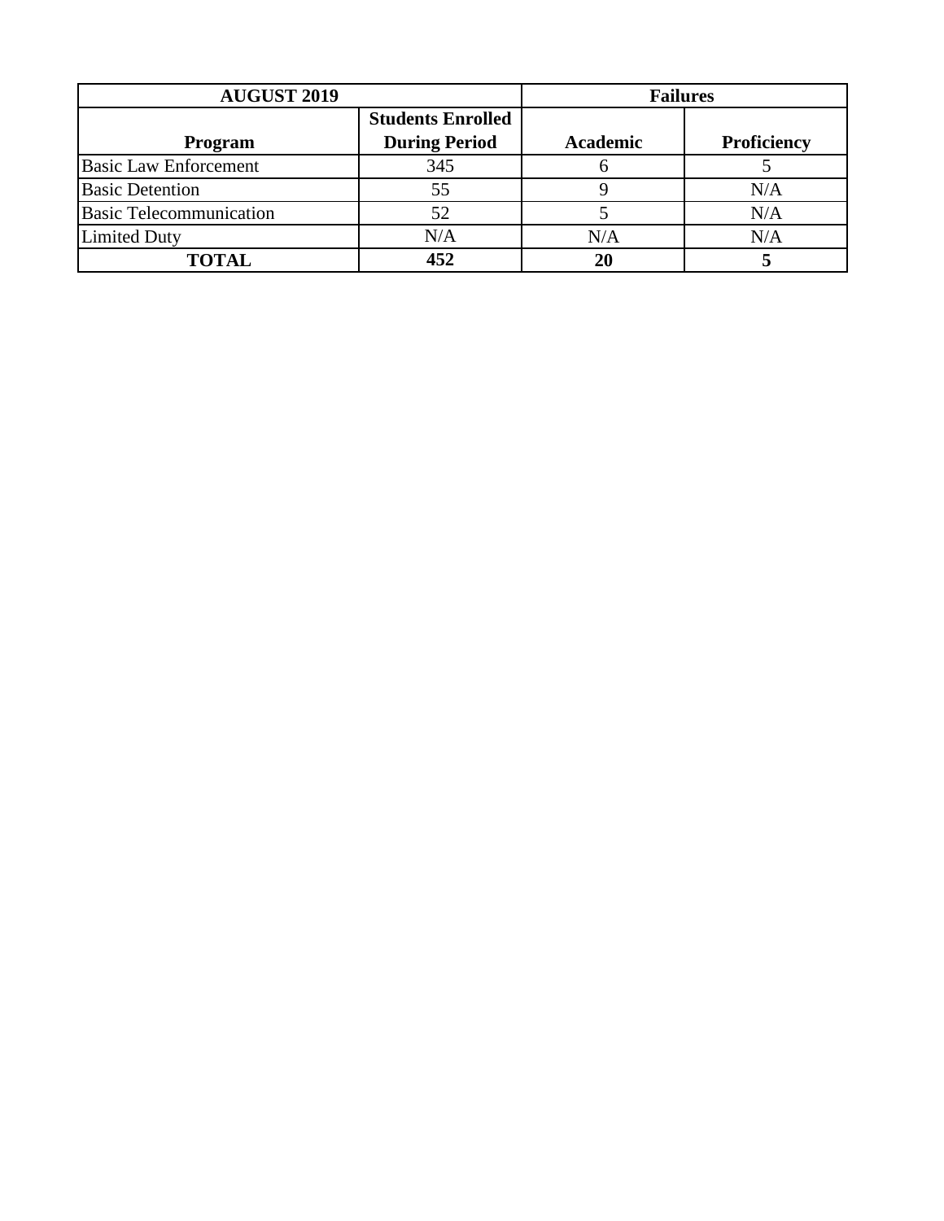| AUGUST 2019 | | Failures | |
|---|---|---|---|
| **Program** | **Students Enrolled During Period** | **Academic** | **Proficiency** |
| Basic Law Enforcement | 345 | 6 | 5 |
| Basic Detention | 55 | 9 | N/A |
| Basic Telecommunication | 52 | 5 | N/A |
| Limited Duty | N/A | N/A | N/A |
| **TOTAL** | **452** | **20** | **5** |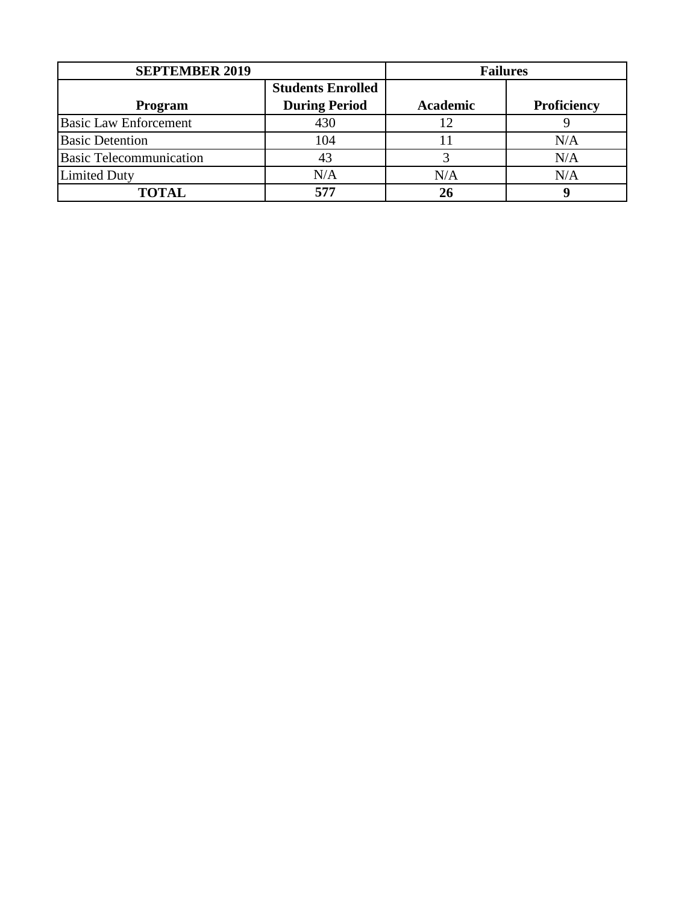| SEPTEMBER 2019 | | Failures | |
|---|---|---|---|
| **Program** | **Students Enrolled During Period** | **Academic** | **Proficiency** |
| Basic Law Enforcement | 430 | 12 | 9 |
| Basic Detention | 104 | 11 | N/A |
| Basic Telecommunication | 43 | 3 | N/A |
| Limited Duty | N/A | N/A | N/A |
| **TOTAL** | **577** | **26** | **9** |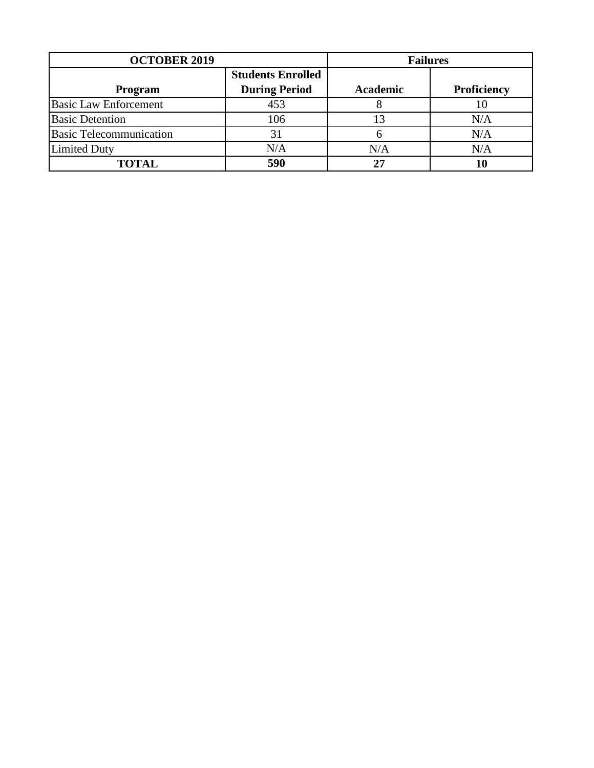| OCTOBER 2019 | | Failures | |
|---|---|---|---|
| **Program** | **Students Enrolled During Period** | **Academic** | **Proficiency** |
| Basic Law Enforcement | 453 | 8 | 10 |
| Basic Detention | 106 | 13 | N/A |
| Basic Telecommunication | 31 | 6 | N/A |
| Limited Duty | N/A | N/A | N/A |
| **TOTAL** | **590** | **27** | **10** |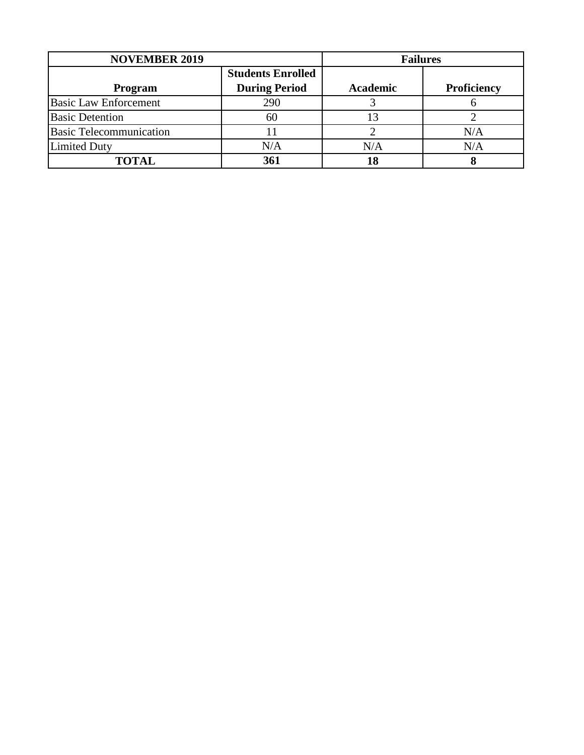| NOVEMBER 2019 | | Failures | |
|---|---|---|---|
| **Program** | **Students Enrolled During Period** | **Academic** | **Proficiency** |
| Basic Law Enforcement | 290 | 3 | 6 |
| Basic Detention | 60 | 13 | 2 |
| Basic Telecommunication | 11 | 2 | N/A |
| Limited Duty | N/A | N/A | N/A |
| **TOTAL** | **361** | **18** | **8** |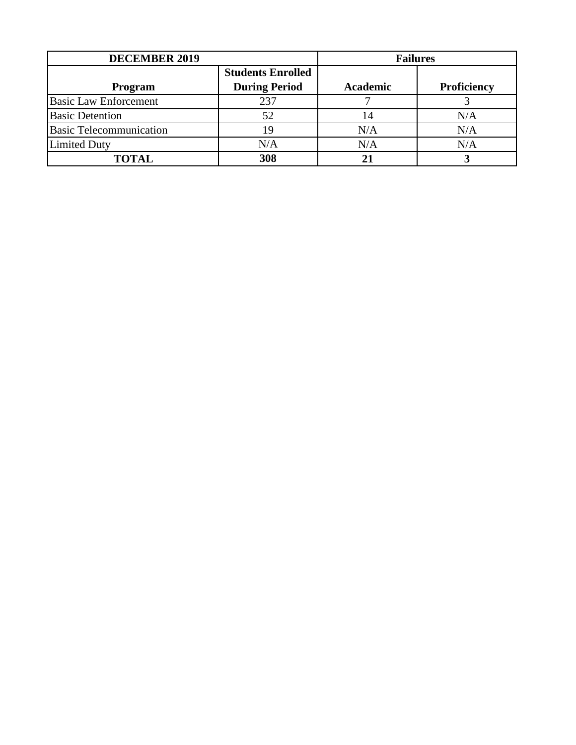| DECEMBER 2019 | | Failures | |
| --- | --- | --- | --- |
| **Program** | **Students Enrolled During Period** | **Academic** | **Proficiency** |
| Basic Law Enforcement | 237 | 7 | 3 |
| Basic Detention | 52 | 14 | N/A |
| Basic Telecommunication | 19 | N/A | N/A |
| Limited Duty | N/A | N/A | N/A |
| **TOTAL** | **308** | **21** | **3** |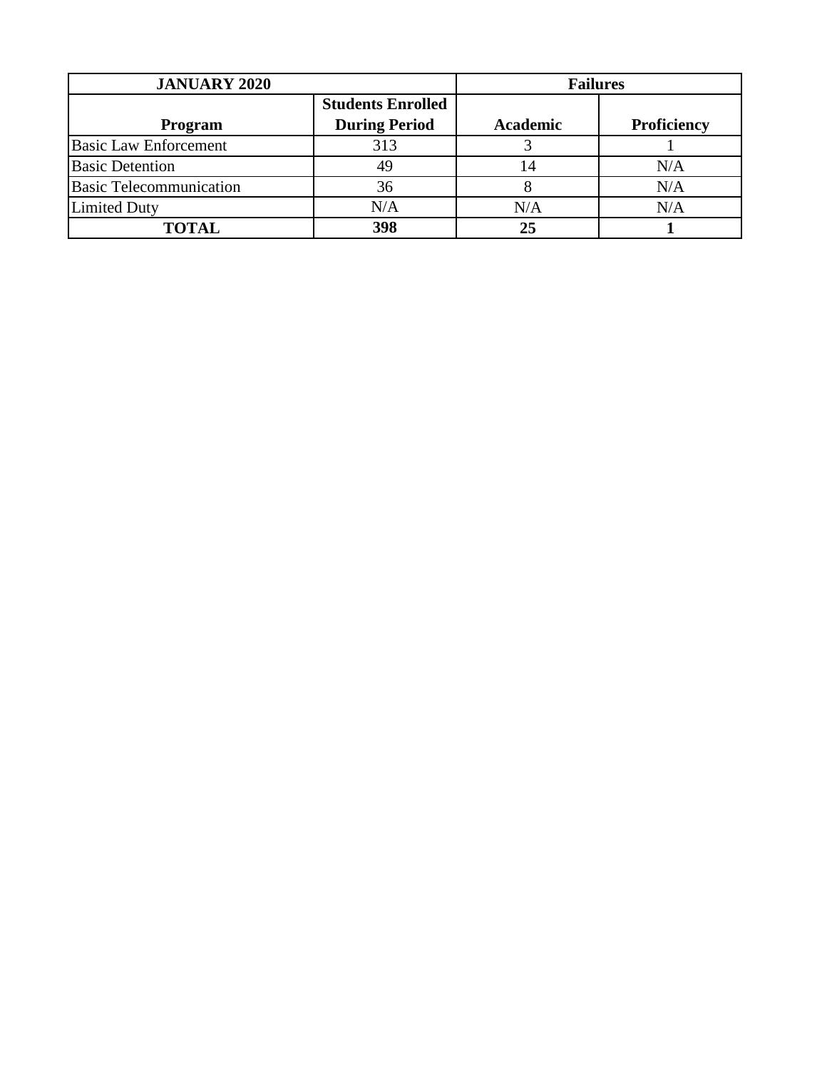| JANUARY 2020 | | Failures | |
|---|---|---|---|
| **Program** | **Students Enrolled During Period** | **Academic** | **Proficiency** |
| Basic Law Enforcement | 313 | 3 | 1 |
| Basic Detention | 49 | 14 | N/A |
| Basic Telecommunication | 36 | 8 | N/A |
| Limited Duty | N/A | N/A | N/A |
| **TOTAL** | **398** | **25** | **1** |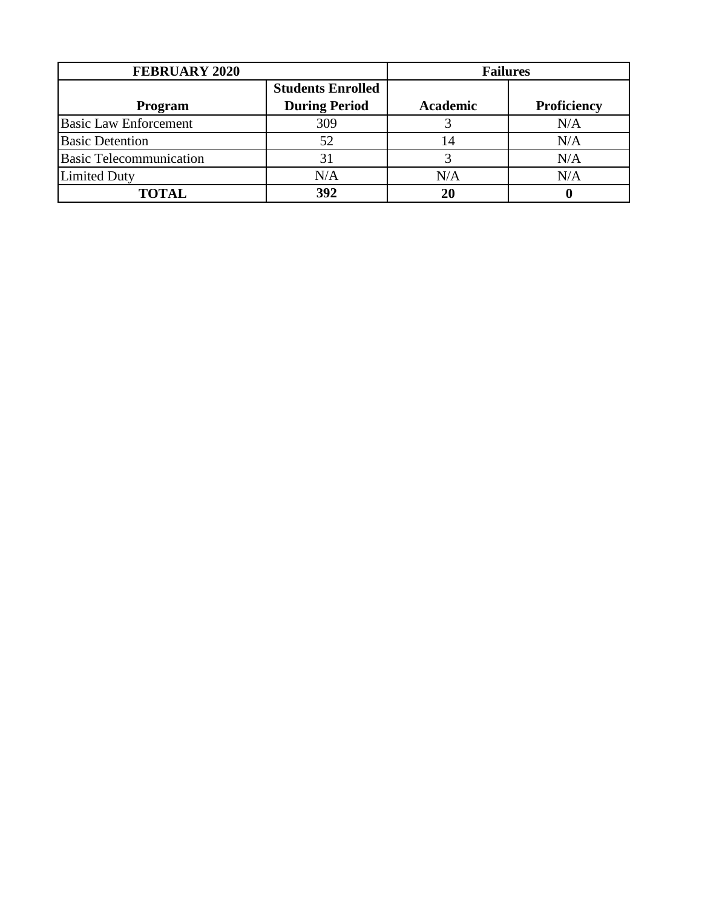| FEBRUARY 2020 | | Failures | |
|---|---|---|---|
| **Program** | **Students Enrolled During Period** | **Academic** | **Proficiency** |
| Basic Law Enforcement | 309 | 3 | N/A |
| Basic Detention | 52 | 14 | N/A |
| Basic Telecommunication | 31 | 3 | N/A |
| Limited Duty | N/A | N/A | N/A |
| **TOTAL** | **392** | **20** | **0** |